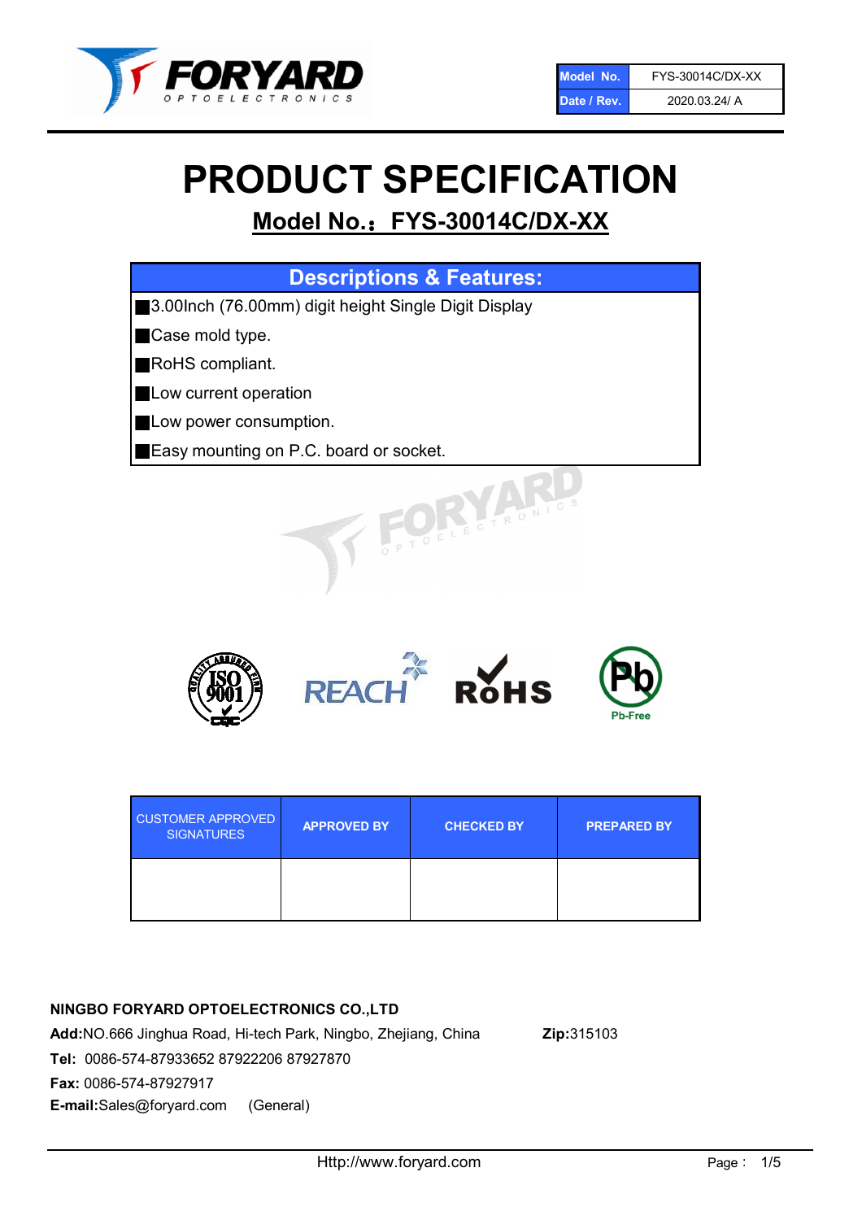| Model No. | FYS-30014C/DX-XX |
| --- | --- |
| Date / Rev. | 2020.03.24/ A |

# PRODUCT SPECIFICATION

## Model No.：FYS-30014C/DX-XX

| Descriptions & Features: |
| --- |
| ■3.00Inch (76.00mm) digit height Single Digit Display |
| ■Case mold type. |
| ■RoHS compliant. |
| ■Low current operation |
| ■Low power consumption. |
| ■Easy mounting on P.C. board or socket. |

| CUSTOMER APPROVED SIGNATURES | APPROVED BY | CHECKED BY | PREPARED BY |
| --- | --- | --- | --- |
| | | | |

**NINGBO FORYARD OPTOELECTRONICS CO.,LTD**

**Add:**NO.666 Jinghua Road, Hi-tech Park, Ningbo, Zhejiang, China **Zip:**315103

**Tel:** 0086-574-87933652 87922206 87927870

**Fax:** 0086-574-87927917

**E-mail:**Sales@foryard.com (General)

Http://www.foryard.com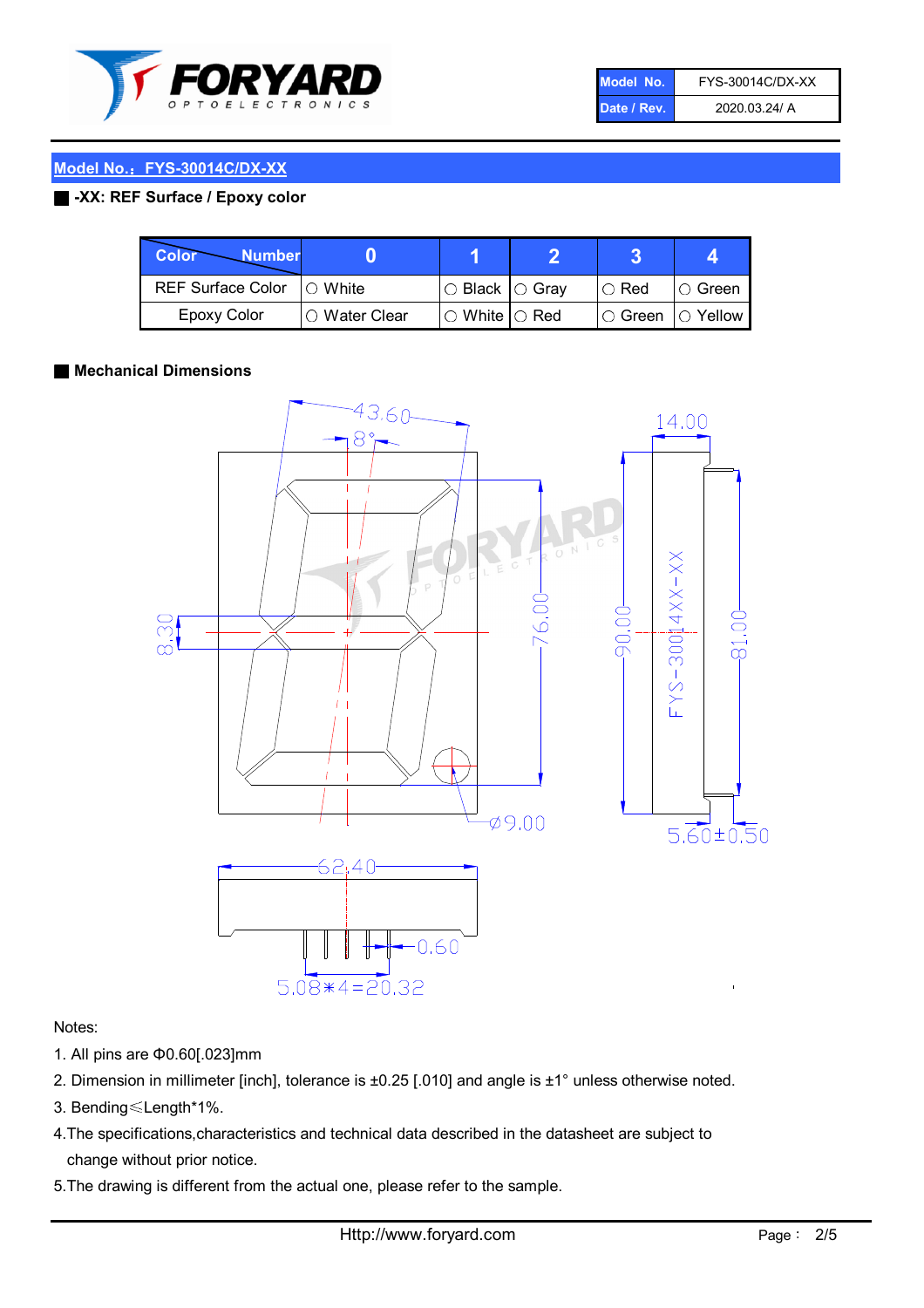| Model No. | FYS-30014C/DX-XX |
|---|---|
| Date / Rev. | 2020.03.24/ A |

## Model No.：FYS-30014C/DX-XX

**-XX: REF Surface / Epoxy color**

| Color \ Number | 0 | 1 | 2 | 3 | 4 |
|---|---|---|---|---|---|
| REF Surface Color | ○ White | ○ Black | ○ Gray | ○ Red | ○ Green |
| Epoxy Color | ○ Water Clear | ○ White | ○ Red | ○ Green | ○ Yellow |

**Mechanical Dimensions**

43.60
8°
14.00
8.30
76.00
90.00
FYS-30014XX-XX
81.00
ø9.00
5.60±0.50
62.40
0.60
5.08*4=20.32

Notes:

1. All pins are Φ0.60[.023]mm
2. Dimension in millimeter [inch], tolerance is ±0.25 [.010] and angle is ±1° unless otherwise noted.
3. Bending≤Length*1%.
4. The specifications,characteristics and technical data described in the datasheet are subject to change without prior notice.
5. The drawing is different from the actual one, please refer to the sample.

Http://www.foryard.com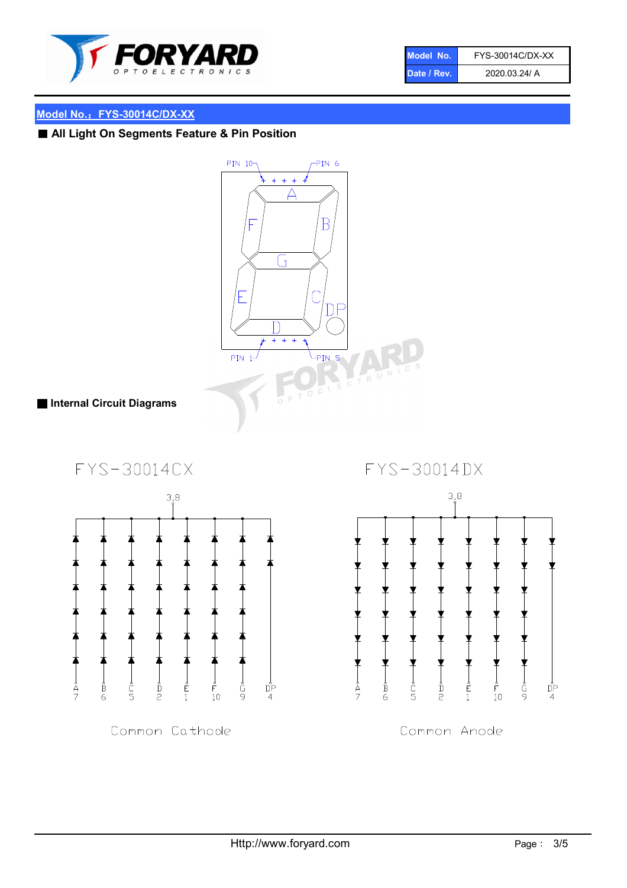| Model No. | FYS-30014C/DX-XX |
| --- | --- |
| Date / Rev. | 2020.03.24/ A |

## Model No.：FYS-30014C/DX-XX

### ■ All Light On Segments Feature & Pin Position

PIN 10 PIN 6

A B C D E F G DP

PIN 1 PIN 5

### ■ Internal Circuit Diagrams

FYS-30014CX

3,8

A 7, B 6, C 5, D 2, E 1, F 10, G 9, DP 4

Common Cathode

FYS-30014DX

3,8

A 7, B 6, C 5, D 2, E 1, F 10, G 9, DP 4

Common Anode

Http://www.foryard.com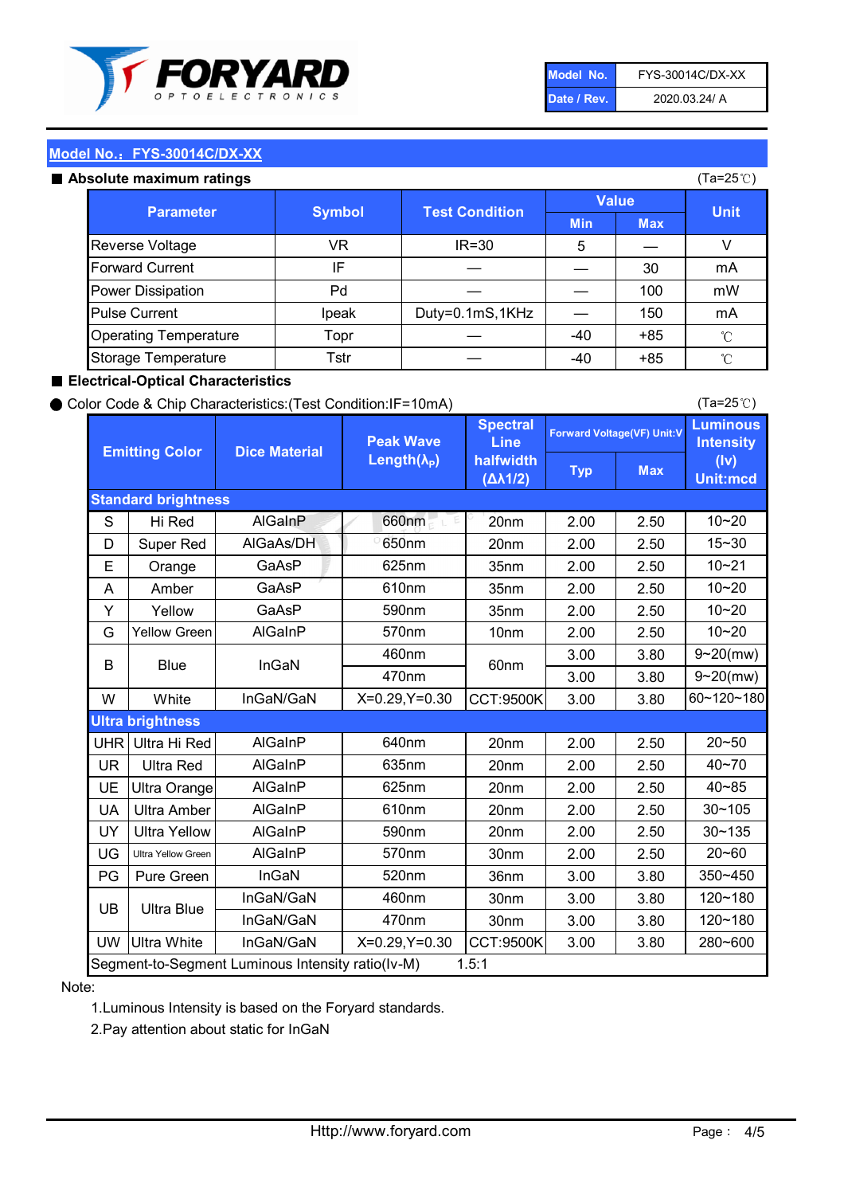| Model No. | FYS-30014C/DX-XX |
| --- | --- |
| Date / Rev. | 2020.03.24/ A |

## Model No.：FYS-30014C/DX-XX

### ■ Absolute maximum ratings

(Ta=25℃)

| Parameter | Symbol | Test Condition | Value | | Unit |
| --- | --- | --- | --- | --- | --- |
| | | | Min | Max | |
| Reverse Voltage | VR | IR=30 | 5 | — | V |
| Forward Current | IF | — | — | 30 | mA |
| Power Dissipation | Pd | — | — | 100 | mW |
| Pulse Current | Ipeak | Duty=0.1mS,1KHz | — | 150 | mA |
| Operating Temperature | Topr | — | -40 | +85 | ℃ |
| Storage Temperature | Tstr | — | -40 | +85 | ℃ |

### ■ Electrical-Optical Characteristics

● Color Code & Chip Characteristics:(Test Condition:IF=10mA)

(Ta=25℃)

| Emitting Color | | Dice Material | Peak Wave Length($\lambda_P$) | Spectral Line halfwidth ($\Delta\lambda 1/2$) | Forward Voltage(VF) Unit:V | | Luminous Intensity (Iv) Unit:mcd |
| --- | --- | --- | --- | --- | --- | --- | --- |
| | | | | | Typ | Max | |
| **Standard brightness** | | | | | | | |
| S | Hi Red | AlGaInP | 660nm | 20nm | 2.00 | 2.50 | 10~20 |
| D | Super Red | AlGaAs/DH | 650nm | 20nm | 2.00 | 2.50 | 15~30 |
| E | Orange | GaAsP | 625nm | 35nm | 2.00 | 2.50 | 10~21 |
| A | Amber | GaAsP | 610nm | 35nm | 2.00 | 2.50 | 10~20 |
| Y | Yellow | GaAsP | 590nm | 35nm | 2.00 | 2.50 | 10~20 |
| G | Yellow Green | AlGaInP | 570nm | 10nm | 2.00 | 2.50 | 10~20 |
| B | Blue | InGaN | 460nm | 60nm | 3.00 | 3.80 | 9~20(mw) |
| | | | 470nm | | 3.00 | 3.80 | 9~20(mw) |
| W | White | InGaN/GaN | X=0.29,Y=0.30 | CCT:9500K | 3.00 | 3.80 | 60~120~180 |
| **Ultra brightness** | | | | | | | |
| UHR | Ultra Hi Red | AlGaInP | 640nm | 20nm | 2.00 | 2.50 | 20~50 |
| UR | Ultra Red | AlGaInP | 635nm | 20nm | 2.00 | 2.50 | 40~70 |
| UE | Ultra Orange | AlGaInP | 625nm | 20nm | 2.00 | 2.50 | 40~85 |
| UA | Ultra Amber | AlGaInP | 610nm | 20nm | 2.00 | 2.50 | 30~105 |
| UY | Ultra Yellow | AlGaInP | 590nm | 20nm | 2.00 | 2.50 | 30~135 |
| UG | Ultra Yellow Green | AlGaInP | 570nm | 30nm | 2.00 | 2.50 | 20~60 |
| PG | Pure Green | InGaN | 520nm | 36nm | 3.00 | 3.80 | 350~450 |
| UB | Ultra Blue | InGaN/GaN | 460nm | 30nm | 3.00 | 3.80 | 120~180 |
| | | InGaN/GaN | 470nm | 30nm | 3.00 | 3.80 | 120~180 |
| UW | Ultra White | InGaN/GaN | X=0.29,Y=0.30 | CCT:9500K | 3.00 | 3.80 | 280~600 |
| Segment-to-Segment Luminous Intensity ratio(Iv-M) | | | | 1.5:1 | | | |

Note:

1.Luminous Intensity is based on the Foryard standards.

2.Pay attention about static for InGaN

Http://www.foryard.com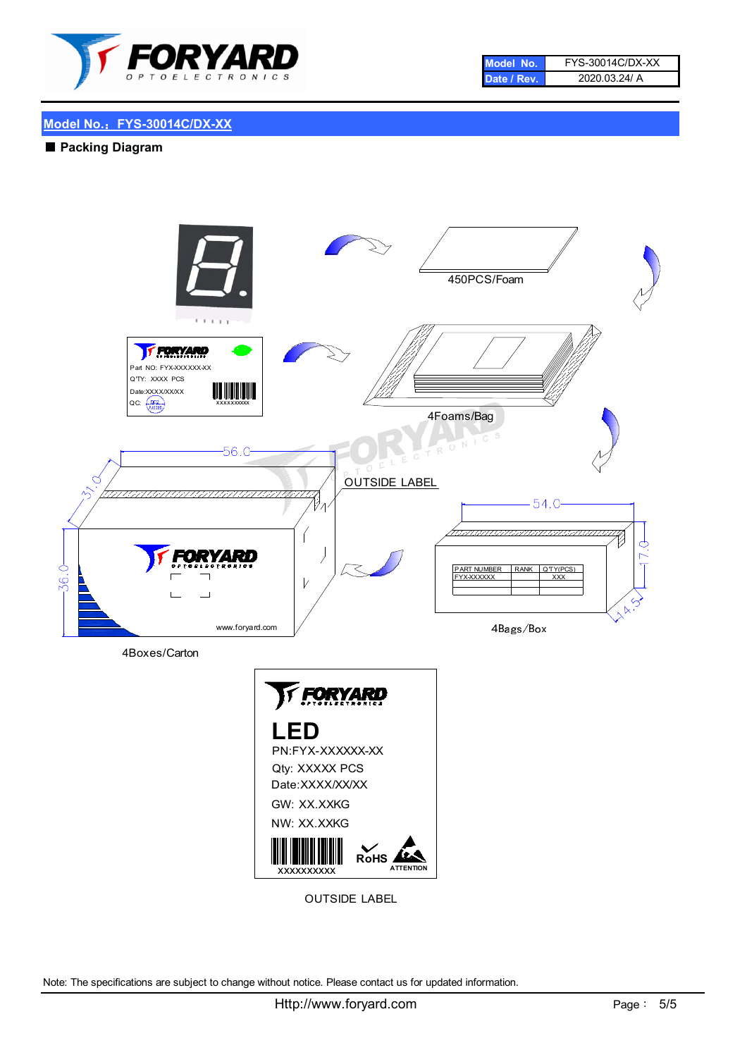| Model No. | FYS-30014C/DX-XX |
| --- | --- |
| Date / Rev. | 2020.03.24/ A |

## Model No.：FYS-30014C/DX-XX

■ Packing Diagram

450PCS/Foam

Part NO: FYX-XXXXXXX-XX
Q'TY: XXXX PCS
Date:XXXX/XX/XX
QC:
XXXXXXXXXX

4Foams/Bag

56.0
31.0
36.0
OUTSIDE LABEL
www.foryard.com

4Boxes/Carton

54.0
17.0
14.5

| PART NUMBER | RANK | Q'TY(PCS) |
| --- | --- | --- |
| FYX-XXXXXX | | XXX |

4Bags/Box

LED
PN:FYX-XXXXXX-XX
Qty: XXXXX PCS
Date:XXXX/XX/XX
GW: XX.XXKG
NW: XX.XXKG
XXXXXXXXXX
RoHS
ATTENTION

OUTSIDE LABEL

Note: The specifications are subject to change without notice. Please contact us for updated information.

Http://www.foryard.com